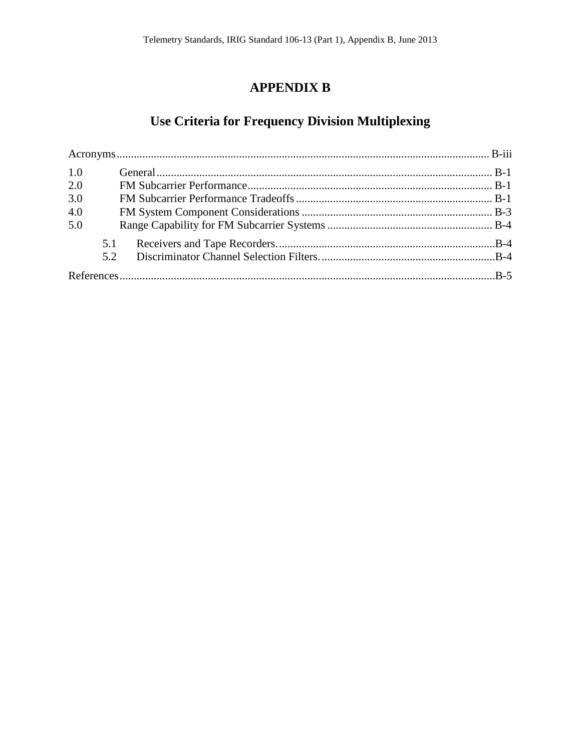# APPENDIX B

## Use Criteria for Frequency Division Multiplexing

Acronyms.......................................................................................................................... B-iii

1.0 General...................................................................................................................... B-1
2.0 FM Subcarrier Performance...................................................................................... B-1
3.0 FM Subcarrier Performance Tradeoffs..................................................................... B-1
4.0 FM System Component Considerations................................................................... B-3
5.0 Range Capability for FM Subcarrier Systems.......................................................... B-4

- 5.1 Receivers and Tape Recorders.............................................................................B-4
- 5.2 Discriminator Channel Selection Filters..............................................................B-4

References..........................................................................................................................B-5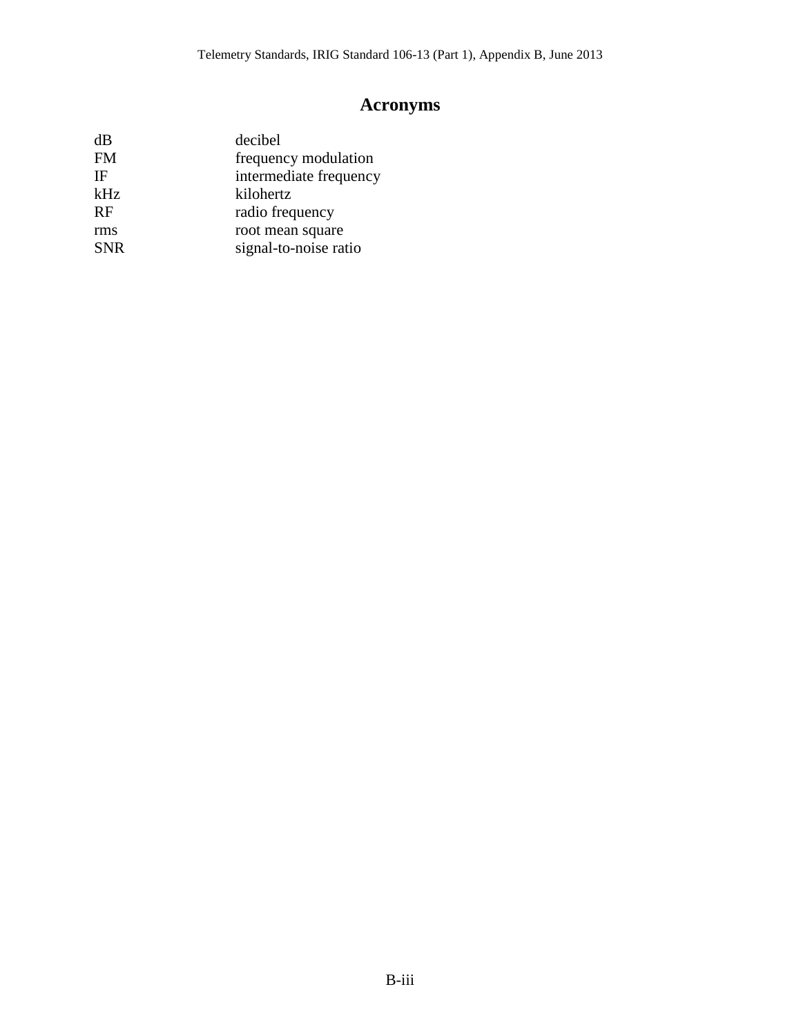# Acronyms

| | |
|---|---|
| dB | decibel |
| FM | frequency modulation |
| IF | intermediate frequency |
| kHz | kilohertz |
| RF | radio frequency |
| rms | root mean square |
| SNR | signal-to-noise ratio |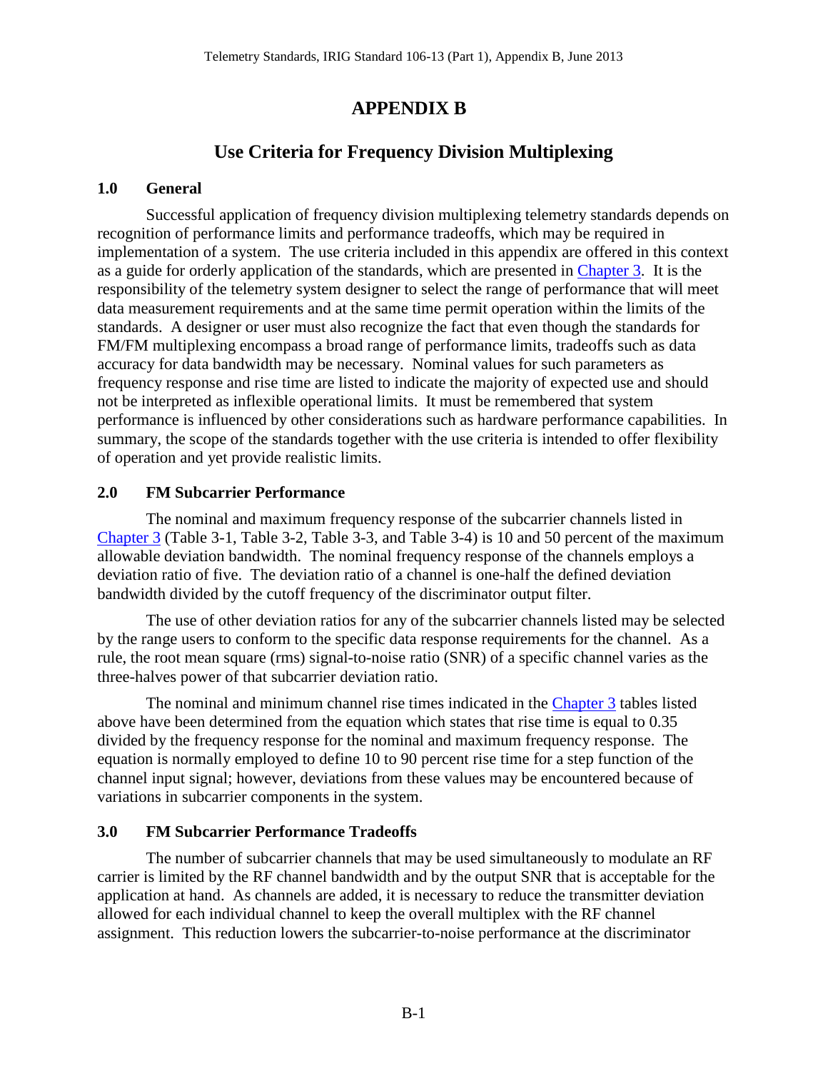# APPENDIX B

## Use Criteria for Frequency Division Multiplexing

### 1.0 General

Successful application of frequency division multiplexing telemetry standards depends on recognition of performance limits and performance tradeoffs, which may be required in implementation of a system. The use criteria included in this appendix are offered in this context as a guide for orderly application of the standards, which are presented in Chapter 3. It is the responsibility of the telemetry system designer to select the range of performance that will meet data measurement requirements and at the same time permit operation within the limits of the standards. A designer or user must also recognize the fact that even though the standards for FM/FM multiplexing encompass a broad range of performance limits, tradeoffs such as data accuracy for data bandwidth may be necessary. Nominal values for such parameters as frequency response and rise time are listed to indicate the majority of expected use and should not be interpreted as inflexible operational limits. It must be remembered that system performance is influenced by other considerations such as hardware performance capabilities. In summary, the scope of the standards together with the use criteria is intended to offer flexibility of operation and yet provide realistic limits.

### 2.0 FM Subcarrier Performance

The nominal and maximum frequency response of the subcarrier channels listed in Chapter 3 (Table 3-1, Table 3-2, Table 3-3, and Table 3-4) is 10 and 50 percent of the maximum allowable deviation bandwidth. The nominal frequency response of the channels employs a deviation ratio of five. The deviation ratio of a channel is one-half the defined deviation bandwidth divided by the cutoff frequency of the discriminator output filter.

The use of other deviation ratios for any of the subcarrier channels listed may be selected by the range users to conform to the specific data response requirements for the channel. As a rule, the root mean square (rms) signal-to-noise ratio (SNR) of a specific channel varies as the three-halves power of that subcarrier deviation ratio.

The nominal and minimum channel rise times indicated in the Chapter 3 tables listed above have been determined from the equation which states that rise time is equal to 0.35 divided by the frequency response for the nominal and maximum frequency response. The equation is normally employed to define 10 to 90 percent rise time for a step function of the channel input signal; however, deviations from these values may be encountered because of variations in subcarrier components in the system.

### 3.0 FM Subcarrier Performance Tradeoffs

The number of subcarrier channels that may be used simultaneously to modulate an RF carrier is limited by the RF channel bandwidth and by the output SNR that is acceptable for the application at hand. As channels are added, it is necessary to reduce the transmitter deviation allowed for each individual channel to keep the overall multiplex with the RF channel assignment. This reduction lowers the subcarrier-to-noise performance at the discriminator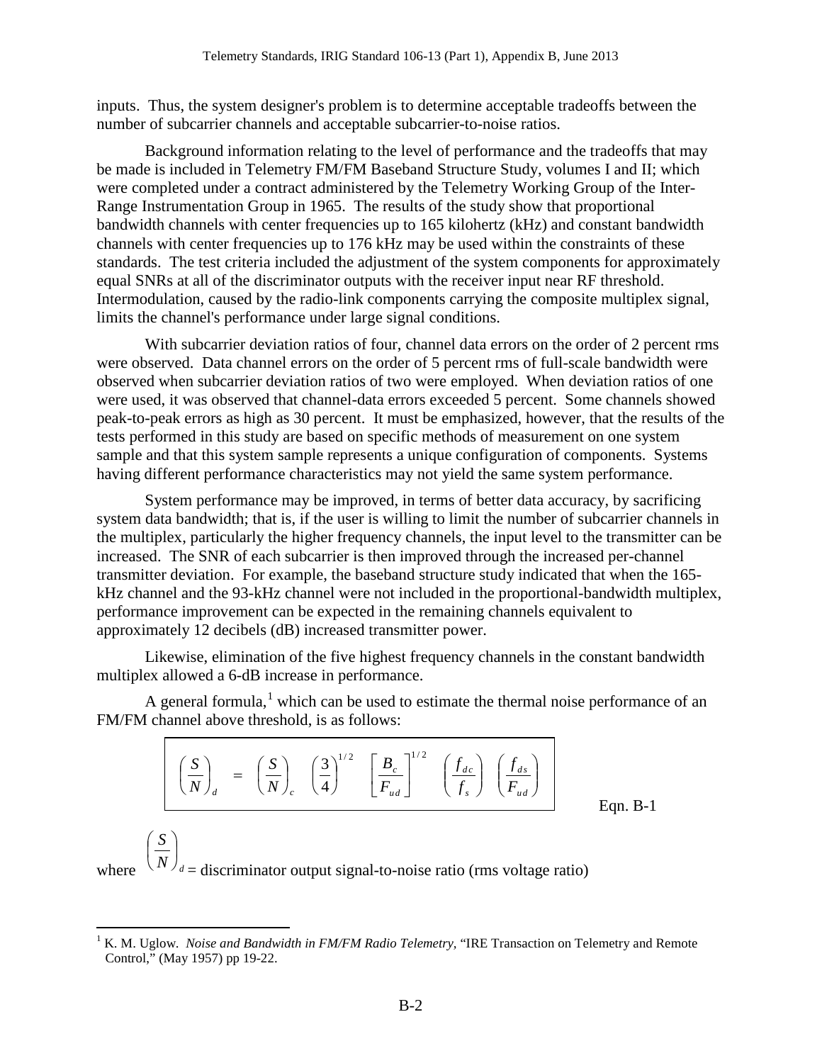inputs. Thus, the system designer's problem is to determine acceptable tradeoffs between the number of subcarrier channels and acceptable subcarrier-to-noise ratios.

Background information relating to the level of performance and the tradeoffs that may be made is included in Telemetry FM/FM Baseband Structure Study, volumes I and II; which were completed under a contract administered by the Telemetry Working Group of the Inter-Range Instrumentation Group in 1965. The results of the study show that proportional bandwidth channels with center frequencies up to 165 kilohertz (kHz) and constant bandwidth channels with center frequencies up to 176 kHz may be used within the constraints of these standards. The test criteria included the adjustment of the system components for approximately equal SNRs at all of the discriminator outputs with the receiver input near RF threshold. Intermodulation, caused by the radio-link components carrying the composite multiplex signal, limits the channel's performance under large signal conditions.

With subcarrier deviation ratios of four, channel data errors on the order of 2 percent rms were observed. Data channel errors on the order of 5 percent rms of full-scale bandwidth were observed when subcarrier deviation ratios of two were employed. When deviation ratios of one were used, it was observed that channel-data errors exceeded 5 percent. Some channels showed peak-to-peak errors as high as 30 percent. It must be emphasized, however, that the results of the tests performed in this study are based on specific methods of measurement on one system sample and that this system sample represents a unique configuration of components. Systems having different performance characteristics may not yield the same system performance.

System performance may be improved, in terms of better data accuracy, by sacrificing system data bandwidth; that is, if the user is willing to limit the number of subcarrier channels in the multiplex, particularly the higher frequency channels, the input level to the transmitter can be increased. The SNR of each subcarrier is then improved through the increased per-channel transmitter deviation. For example, the baseband structure study indicated that when the 165-kHz channel and the 93-kHz channel were not included in the proportional-bandwidth multiplex, performance improvement can be expected in the remaining channels equivalent to approximately 12 decibels (dB) increased transmitter power.

Likewise, elimination of the five highest frequency channels in the constant bandwidth multiplex allowed a 6-dB increase in performance.

A general formula,[1] which can be used to estimate the thermal noise performance of an FM/FM channel above threshold, is as follows:

$$\left(\frac{S}{N}\right)_d = \left(\frac{S}{N}\right)_c \left(\frac{3}{4}\right)^{1/2} \left[\frac{B_c}{F_{ud}}\right]^{1/2} \left(\frac{f_{dc}}{f_s}\right) \left(\frac{f_{ds}}{F_{ud}}\right) \qquad \text{Eqn. B-1}$$

where $\left(\frac{S}{N}\right)_d$ = discriminator output signal-to-noise ratio (rms voltage ratio)

[1] K. M. Uglow. *Noise and Bandwidth in FM/FM Radio Telemetry*, "IRE Transaction on Telemetry and Remote Control," (May 1957) pp 19-22.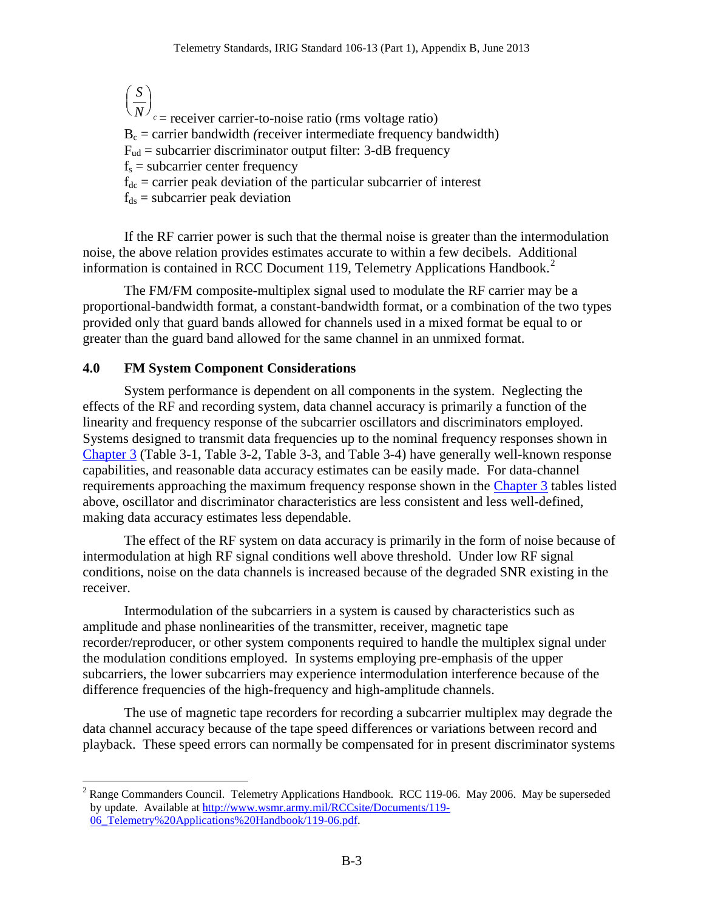$\left(\frac{S}{N}\right)_c$ = receiver carrier-to-noise ratio (rms voltage ratio)
$B_c$ = carrier bandwidth (receiver intermediate frequency bandwidth)
$F_{ud}$ = subcarrier discriminator output filter: 3-dB frequency
$f_s$ = subcarrier center frequency
$f_{dc}$ = carrier peak deviation of the particular subcarrier of interest
$f_{ds}$ = subcarrier peak deviation

If the RF carrier power is such that the thermal noise is greater than the intermodulation noise, the above relation provides estimates accurate to within a few decibels. Additional information is contained in RCC Document 119, Telemetry Applications Handbook.[2]

The FM/FM composite-multiplex signal used to modulate the RF carrier may be a proportional-bandwidth format, a constant-bandwidth format, or a combination of the two types provided only that guard bands allowed for channels used in a mixed format be equal to or greater than the guard band allowed for the same channel in an unmixed format.

## 4.0 FM System Component Considerations

System performance is dependent on all components in the system. Neglecting the effects of the RF and recording system, data channel accuracy is primarily a function of the linearity and frequency response of the subcarrier oscillators and discriminators employed. Systems designed to transmit data frequencies up to the nominal frequency responses shown in Chapter 3 (Table 3-1, Table 3-2, Table 3-3, and Table 3-4) have generally well-known response capabilities, and reasonable data accuracy estimates can be easily made. For data-channel requirements approaching the maximum frequency response shown in the Chapter 3 tables listed above, oscillator and discriminator characteristics are less consistent and less well-defined, making data accuracy estimates less dependable.

The effect of the RF system on data accuracy is primarily in the form of noise because of intermodulation at high RF signal conditions well above threshold. Under low RF signal conditions, noise on the data channels is increased because of the degraded SNR existing in the receiver.

Intermodulation of the subcarriers in a system is caused by characteristics such as amplitude and phase nonlinearities of the transmitter, receiver, magnetic tape recorder/reproducer, or other system components required to handle the multiplex signal under the modulation conditions employed. In systems employing pre-emphasis of the upper subcarriers, the lower subcarriers may experience intermodulation interference because of the difference frequencies of the high-frequency and high-amplitude channels.

The use of magnetic tape recorders for recording a subcarrier multiplex may degrade the data channel accuracy because of the tape speed differences or variations between record and playback. These speed errors can normally be compensated for in present discriminator systems

[2] Range Commanders Council. Telemetry Applications Handbook. RCC 119-06. May 2006. May be superseded by update. Available at http://www.wsmr.army.mil/RCCsite/Documents/119-06_Telemetry%20Applications%20Handbook/119-06.pdf.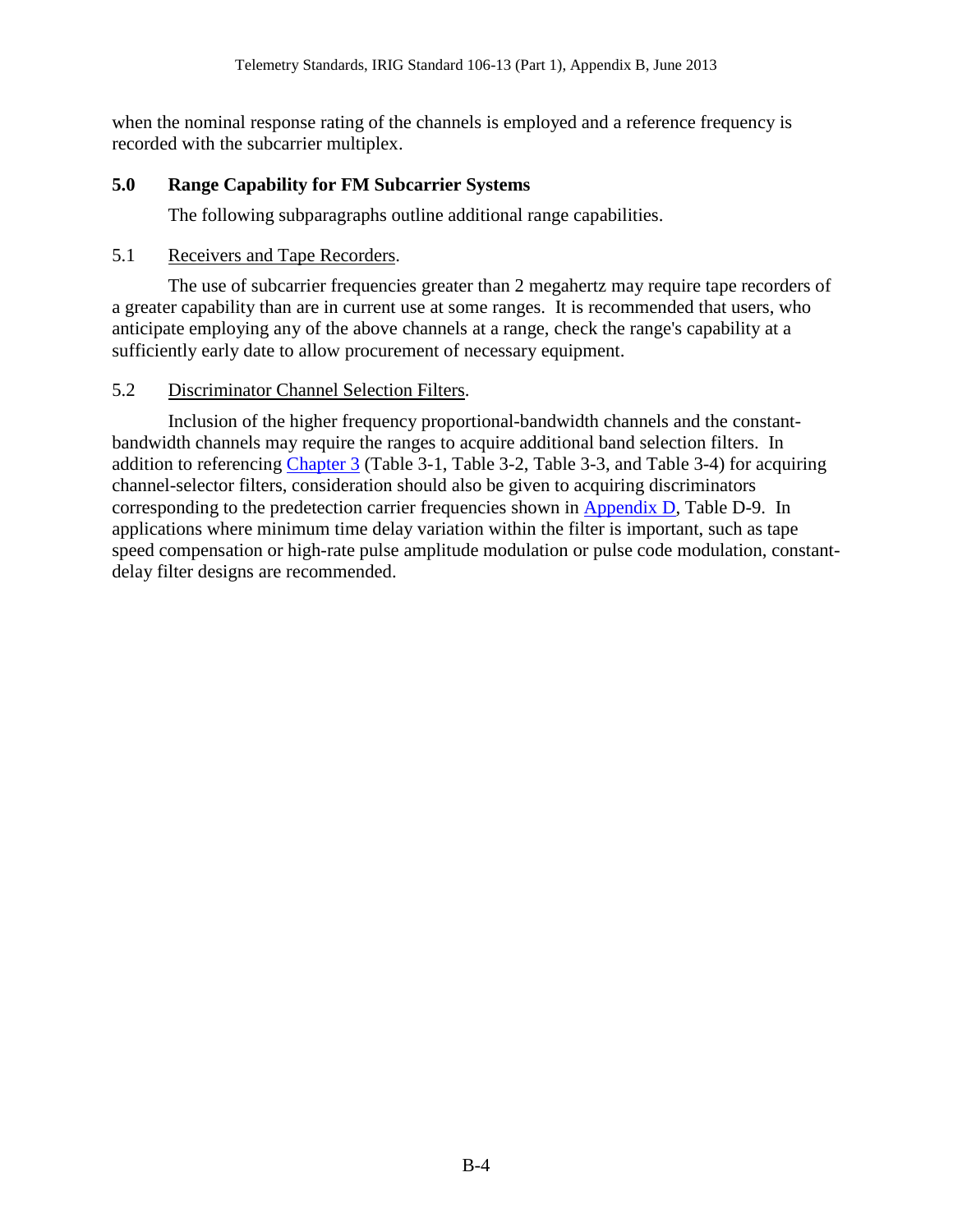when the nominal response rating of the channels is employed and a reference frequency is recorded with the subcarrier multiplex.

## 5.0 Range Capability for FM Subcarrier Systems

The following subparagraphs outline additional range capabilities.

### 5.1 Receivers and Tape Recorders.

The use of subcarrier frequencies greater than 2 megahertz may require tape recorders of a greater capability than are in current use at some ranges. It is recommended that users, who anticipate employing any of the above channels at a range, check the range's capability at a sufficiently early date to allow procurement of necessary equipment.

### 5.2 Discriminator Channel Selection Filters.

Inclusion of the higher frequency proportional-bandwidth channels and the constant-bandwidth channels may require the ranges to acquire additional band selection filters. In addition to referencing Chapter 3 (Table 3-1, Table 3-2, Table 3-3, and Table 3-4) for acquiring channel-selector filters, consideration should also be given to acquiring discriminators corresponding to the predetection carrier frequencies shown in Appendix D, Table D-9. In applications where minimum time delay variation within the filter is important, such as tape speed compensation or high-rate pulse amplitude modulation or pulse code modulation, constant-delay filter designs are recommended.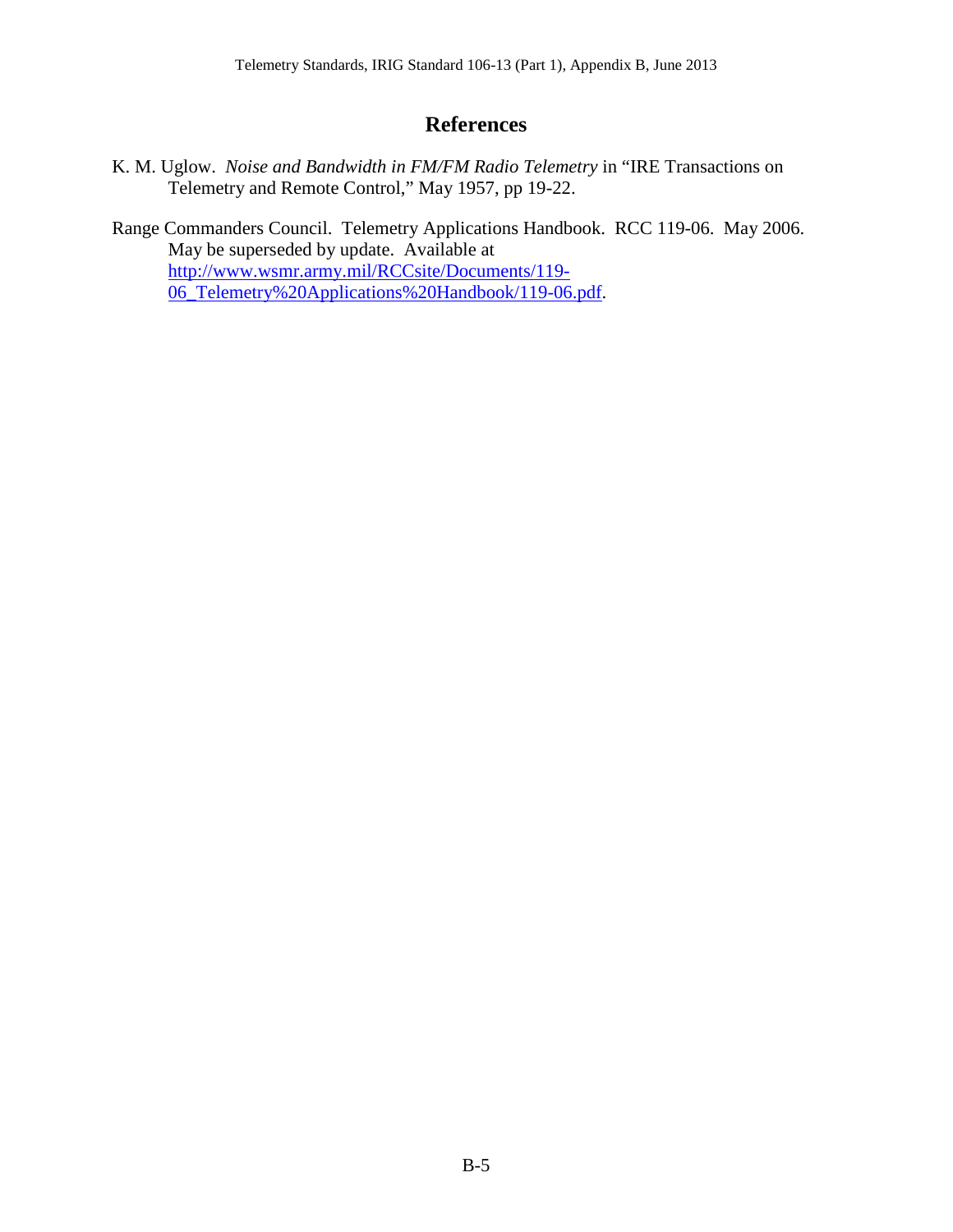# References

K. M. Uglow. *Noise and Bandwidth in FM/FM Radio Telemetry* in "IRE Transactions on Telemetry and Remote Control," May 1957, pp 19-22.

Range Commanders Council. Telemetry Applications Handbook. RCC 119-06. May 2006. May be superseded by update. Available at [http://www.wsmr.army.mil/RCCsite/Documents/119-06_Telemetry%20Applications%20Handbook/119-06.pdf](http://www.wsmr.army.mil/RCCsite/Documents/119-06_Telemetry%20Applications%20Handbook/119-06.pdf).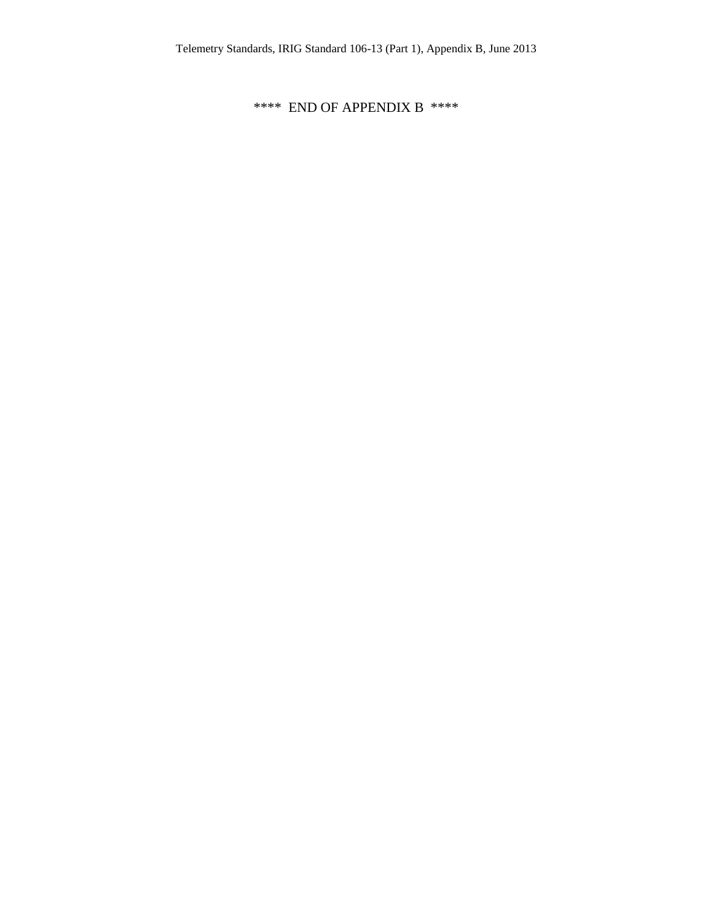**** END OF APPENDIX B ****